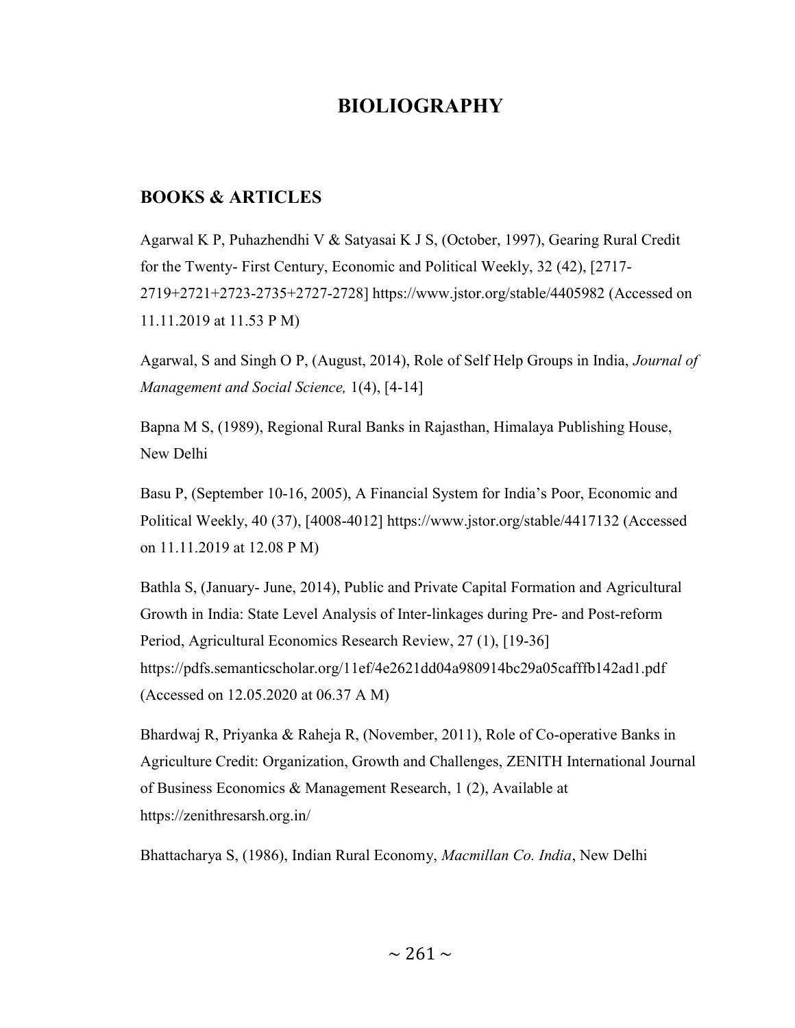# BIOLIOGRAPHY

## BOOKS & ARTICLES

Agarwal K P, Puhazhendhi V & Satyasai K J S, (October, 1997), Gearing Rural Credit for the Twenty- First Century, Economic and Political Weekly, 32 (42), [2717-2719+2721+2723-2735+2727-2728] https://www.jstor.org/stable/4405982 (Accessed on 11.11.2019 at 11.53 P M)

Agarwal, S and Singh O P, (August, 2014), Role of Self Help Groups in India, *Journal of Management and Social Science,* 1(4), [4-14]

Bapna M S, (1989), Regional Rural Banks in Rajasthan, Himalaya Publishing House, New Delhi

Basu P, (September 10-16, 2005), A Financial System for India's Poor, Economic and Political Weekly, 40 (37), [4008-4012] https://www.jstor.org/stable/4417132 (Accessed on 11.11.2019 at 12.08 P M)

Bathla S, (January- June, 2014), Public and Private Capital Formation and Agricultural Growth in India: State Level Analysis of Inter-linkages during Pre- and Post-reform Period, Agricultural Economics Research Review, 27 (1), [19-36] https://pdfs.semanticscholar.org/11ef/4e2621dd04a980914bc29a05cafffb142ad1.pdf (Accessed on 12.05.2020 at 06.37 A M)

Bhardwaj R, Priyanka & Raheja R, (November, 2011), Role of Co-operative Banks in Agriculture Credit: Organization, Growth and Challenges, ZENITH International Journal of Business Economics & Management Research, 1 (2), Available at https://zenithresarsh.org.in/

Bhattacharya S, (1986), Indian Rural Economy, *Macmillan Co. India*, New Delhi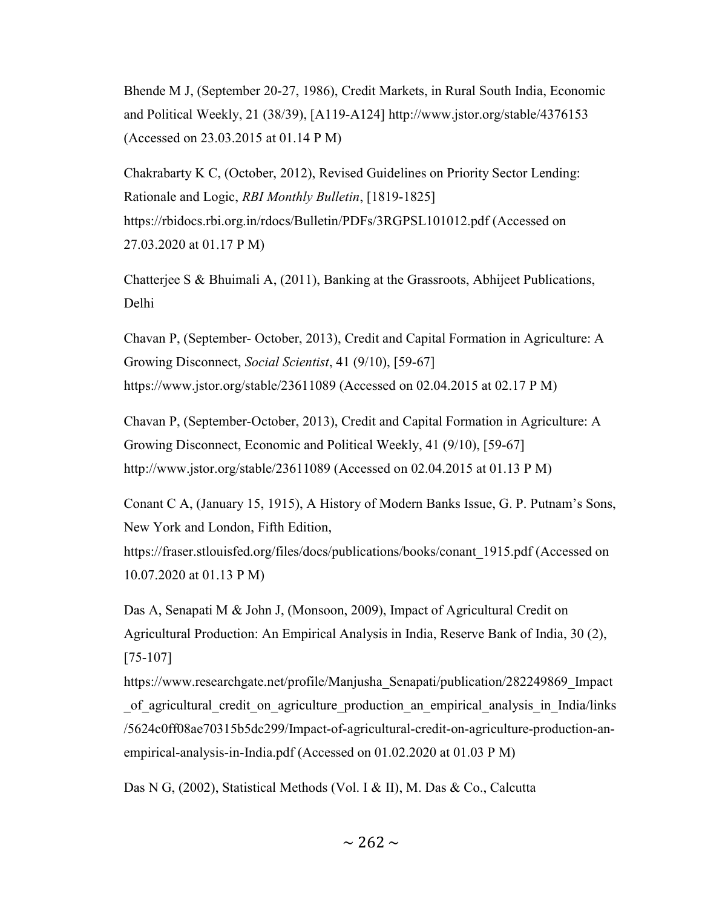Bhende M J, (September 20-27, 1986), Credit Markets, in Rural South India, Economic and Political Weekly, 21 (38/39), [A119-A124] http://www.jstor.org/stable/4376153 (Accessed on 23.03.2015 at 01.14 P M)

Chakrabarty K C, (October, 2012), Revised Guidelines on Priority Sector Lending: Rationale and Logic, *RBI Monthly Bulletin*, [1819-1825] https://rbidocs.rbi.org.in/rdocs/Bulletin/PDFs/3RGPSL101012.pdf (Accessed on 27.03.2020 at 01.17 P M)

Chatterjee S & Bhuimali A, (2011), Banking at the Grassroots, Abhijeet Publications, Delhi

Chavan P, (September- October, 2013), Credit and Capital Formation in Agriculture: A Growing Disconnect, *Social Scientist*, 41 (9/10), [59-67] https://www.jstor.org/stable/23611089 (Accessed on 02.04.2015 at 02.17 P M)

Chavan P, (September-October, 2013), Credit and Capital Formation in Agriculture: A Growing Disconnect, Economic and Political Weekly, 41 (9/10), [59-67] http://www.jstor.org/stable/23611089 (Accessed on 02.04.2015 at 01.13 P M)

Conant C A, (January 15, 1915), A History of Modern Banks Issue, G. P. Putnam's Sons, New York and London, Fifth Edition, https://fraser.stlouisfed.org/files/docs/publications/books/conant_1915.pdf (Accessed on 10.07.2020 at 01.13 P M)

Das A, Senapati M & John J, (Monsoon, 2009), Impact of Agricultural Credit on Agricultural Production: An Empirical Analysis in India, Reserve Bank of India, 30 (2), [75-107] https://www.researchgate.net/profile/Manjusha_Senapati/publication/282249869_Impact_of_agricultural_credit_on_agriculture_production_an_empirical_analysis_in_India/links/5624c0ff08ae70315b5dc299/Impact-of-agricultural-credit-on-agriculture-production-an-empirical-analysis-in-India.pdf (Accessed on 01.02.2020 at 01.03 P M)

Das N G, (2002), Statistical Methods (Vol. I & II), M. Das & Co., Calcutta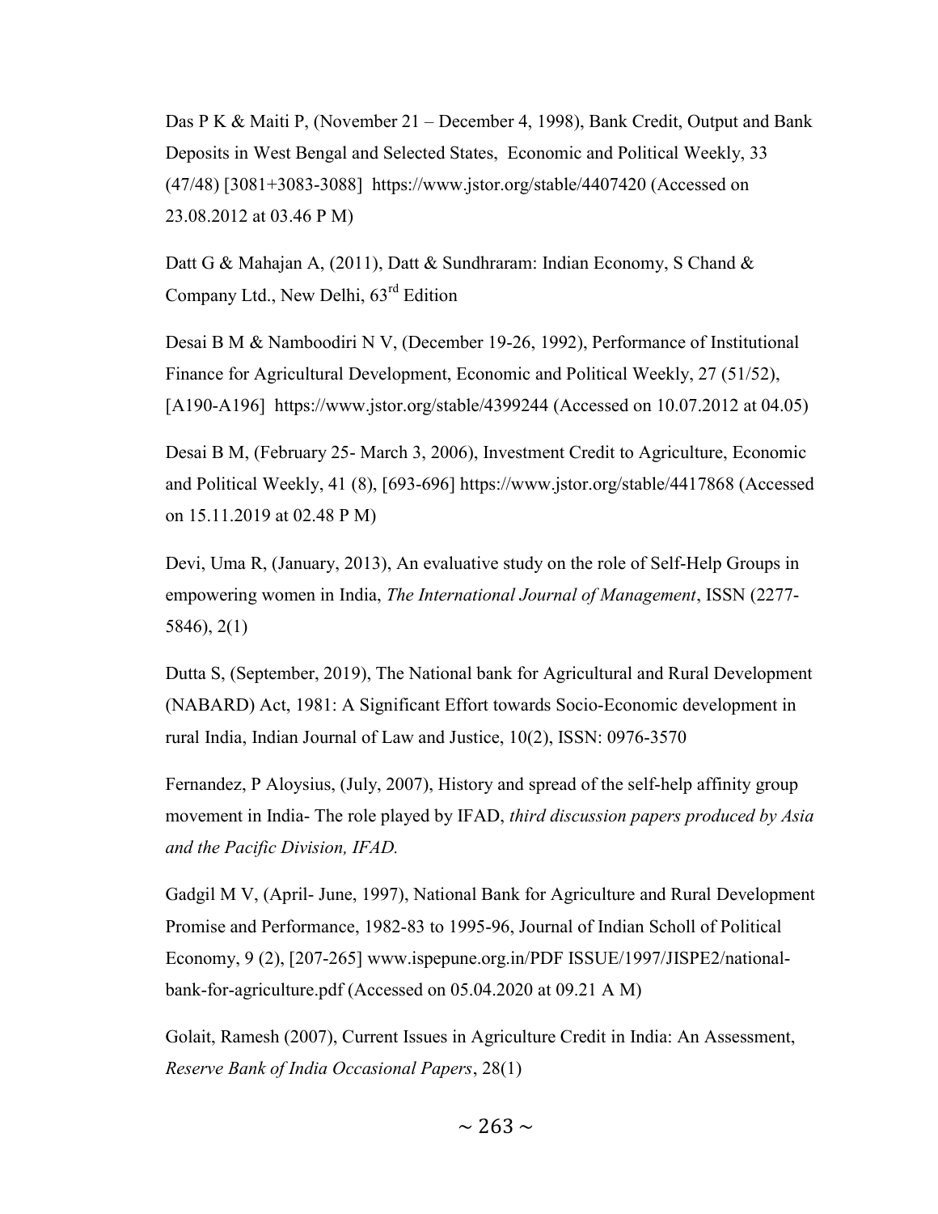Das P K & Maiti P, (November 21 – December 4, 1998), Bank Credit, Output and Bank Deposits in West Bengal and Selected States, Economic and Political Weekly, 33 (47/48) [3081+3083-3088] https://www.jstor.org/stable/4407420 (Accessed on 23.08.2012 at 03.46 P M)

Datt G & Mahajan A, (2011), Datt & Sundhraram: Indian Economy, S Chand & Company Ltd., New Delhi, 63rd Edition

Desai B M & Namboodiri N V, (December 19-26, 1992), Performance of Institutional Finance for Agricultural Development, Economic and Political Weekly, 27 (51/52), [A190-A196] https://www.jstor.org/stable/4399244 (Accessed on 10.07.2012 at 04.05)

Desai B M, (February 25- March 3, 2006), Investment Credit to Agriculture, Economic and Political Weekly, 41 (8), [693-696] https://www.jstor.org/stable/4417868 (Accessed on 15.11.2019 at 02.48 P M)

Devi, Uma R, (January, 2013), An evaluative study on the role of Self-Help Groups in empowering women in India, *The International Journal of Management*, ISSN (2277-5846), 2(1)

Dutta S, (September, 2019), The National bank for Agricultural and Rural Development (NABARD) Act, 1981: A Significant Effort towards Socio-Economic development in rural India, Indian Journal of Law and Justice, 10(2), ISSN: 0976-3570

Fernandez, P Aloysius, (July, 2007), History and spread of the self-help affinity group movement in India- The role played by IFAD, *third discussion papers produced by Asia and the Pacific Division, IFAD.*

Gadgil M V, (April- June, 1997), National Bank for Agriculture and Rural Development Promise and Performance, 1982-83 to 1995-96, Journal of Indian Scholl of Political Economy, 9 (2), [207-265] www.ispepune.org.in/PDF ISSUE/1997/JISPE2/national-bank-for-agriculture.pdf (Accessed on 05.04.2020 at 09.21 A M)

Golait, Ramesh (2007), Current Issues in Agriculture Credit in India: An Assessment, *Reserve Bank of India Occasional Papers*, 28(1)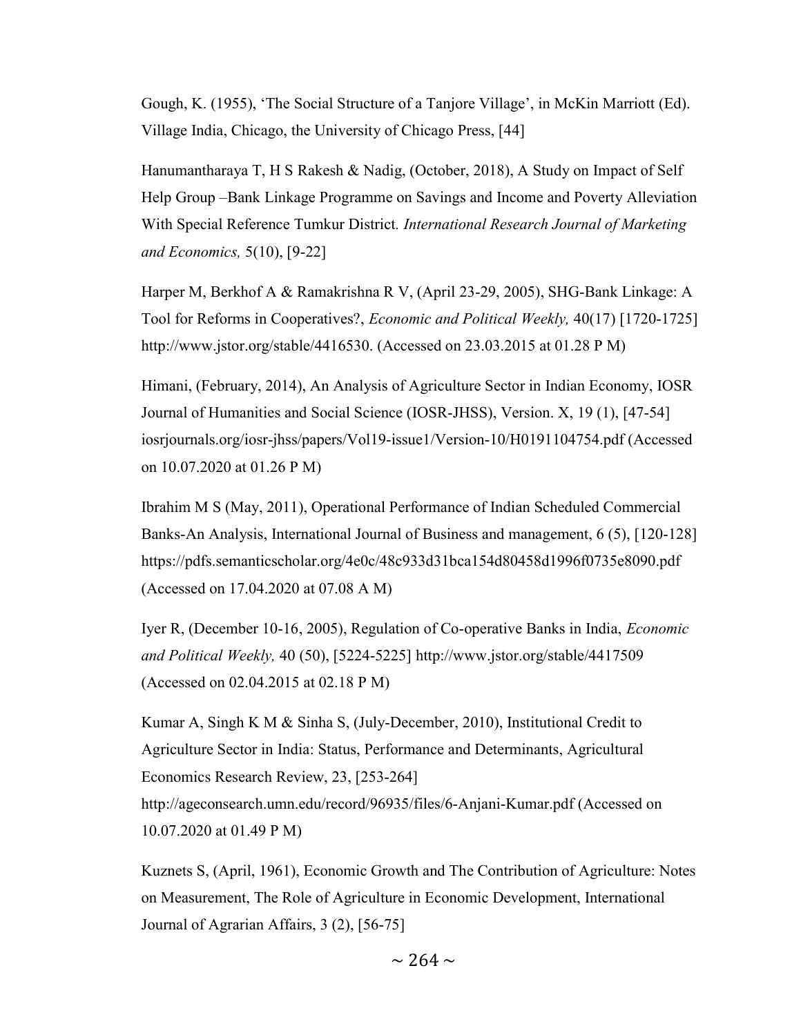Gough, K. (1955), 'The Social Structure of a Tanjore Village', in McKin Marriott (Ed). Village India, Chicago, the University of Chicago Press, [44]

Hanumantharaya T, H S Rakesh & Nadig, (October, 2018), A Study on Impact of Self Help Group –Bank Linkage Programme on Savings and Income and Poverty Alleviation With Special Reference Tumkur District. *International Research Journal of Marketing and Economics,* 5(10), [9-22]

Harper M, Berkhof A & Ramakrishna R V, (April 23-29, 2005), SHG-Bank Linkage: A Tool for Reforms in Cooperatives?, *Economic and Political Weekly,* 40(17) [1720-1725] http://www.jstor.org/stable/4416530. (Accessed on 23.03.2015 at 01.28 P M)

Himani, (February, 2014), An Analysis of Agriculture Sector in Indian Economy, IOSR Journal of Humanities and Social Science (IOSR-JHSS), Version. X, 19 (1), [47-54] iosrjournals.org/iosr-jhss/papers/Vol19-issue1/Version-10/H0191104754.pdf (Accessed on 10.07.2020 at 01.26 P M)

Ibrahim M S (May, 2011), Operational Performance of Indian Scheduled Commercial Banks-An Analysis, International Journal of Business and management, 6 (5), [120-128] https://pdfs.semanticscholar.org/4e0c/48c933d31bca154d80458d1996f0735e8090.pdf (Accessed on 17.04.2020 at 07.08 A M)

Iyer R, (December 10-16, 2005), Regulation of Co-operative Banks in India, *Economic and Political Weekly,* 40 (50), [5224-5225] http://www.jstor.org/stable/4417509 (Accessed on 02.04.2015 at 02.18 P M)

Kumar A, Singh K M & Sinha S, (July-December, 2010), Institutional Credit to Agriculture Sector in India: Status, Performance and Determinants, Agricultural Economics Research Review, 23, [253-264] http://ageconsearch.umn.edu/record/96935/files/6-Anjani-Kumar.pdf (Accessed on 10.07.2020 at 01.49 P M)

Kuznets S, (April, 1961), Economic Growth and The Contribution of Agriculture: Notes on Measurement, The Role of Agriculture in Economic Development, International Journal of Agrarian Affairs, 3 (2), [56-75]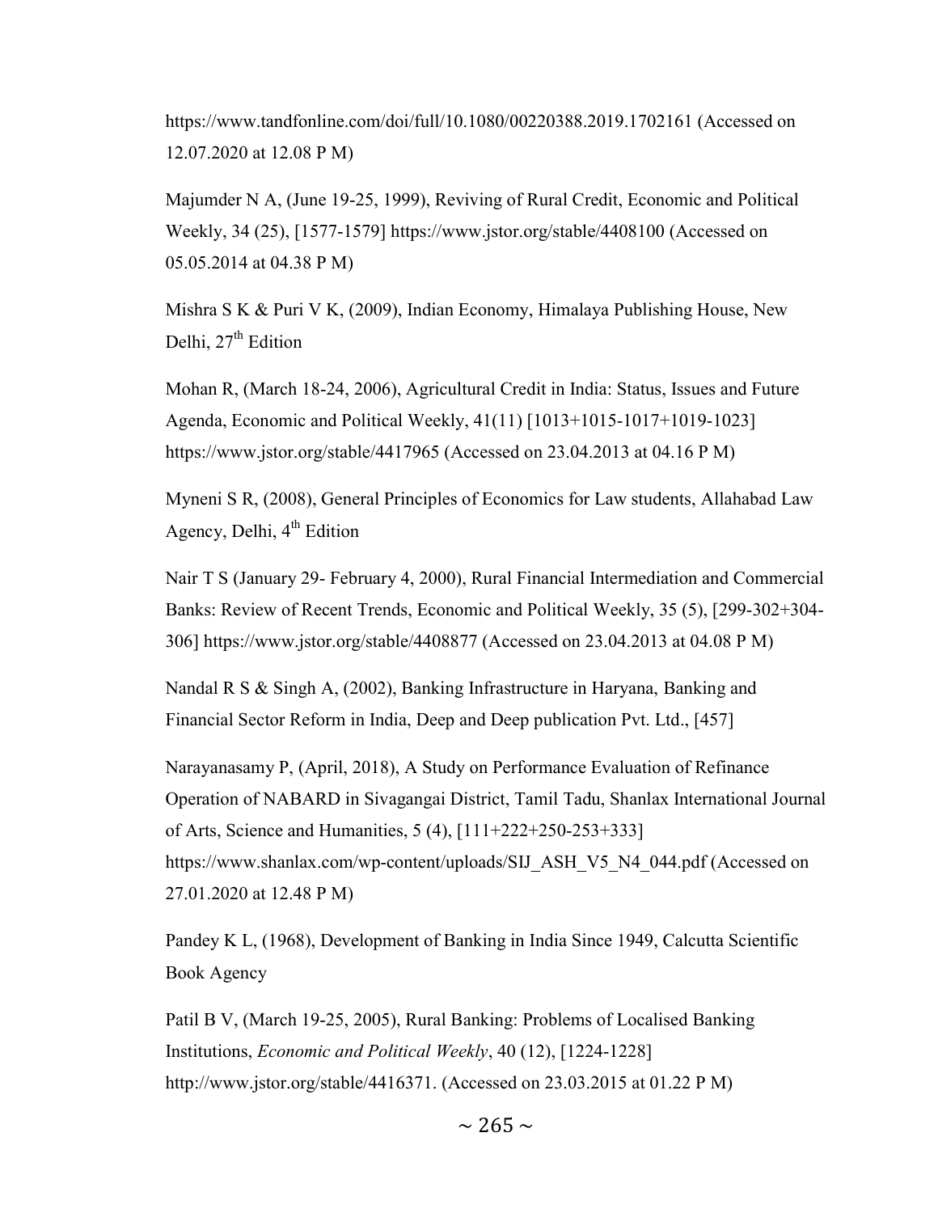https://www.tandfonline.com/doi/full/10.1080/00220388.2019.1702161 (Accessed on 12.07.2020 at 12.08 P M)

Majumder N A, (June 19-25, 1999), Reviving of Rural Credit, Economic and Political Weekly, 34 (25), [1577-1579] https://www.jstor.org/stable/4408100 (Accessed on 05.05.2014 at 04.38 P M)

Mishra S K & Puri V K, (2009), Indian Economy, Himalaya Publishing House, New Delhi, 27th Edition

Mohan R, (March 18-24, 2006), Agricultural Credit in India: Status, Issues and Future Agenda, Economic and Political Weekly, 41(11) [1013+1015-1017+1019-1023] https://www.jstor.org/stable/4417965 (Accessed on 23.04.2013 at 04.16 P M)

Myneni S R, (2008), General Principles of Economics for Law students, Allahabad Law Agency, Delhi, 4th Edition

Nair T S (January 29- February 4, 2000), Rural Financial Intermediation and Commercial Banks: Review of Recent Trends, Economic and Political Weekly, 35 (5), [299-302+304-306] https://www.jstor.org/stable/4408877 (Accessed on 23.04.2013 at 04.08 P M)

Nandal R S & Singh A, (2002), Banking Infrastructure in Haryana, Banking and Financial Sector Reform in India, Deep and Deep publication Pvt. Ltd., [457]

Narayanasamy P, (April, 2018), A Study on Performance Evaluation of Refinance Operation of NABARD in Sivagangai District, Tamil Tadu, Shanlax International Journal of Arts, Science and Humanities, 5 (4), [111+222+250-253+333] https://www.shanlax.com/wp-content/uploads/SIJ_ASH_V5_N4_044.pdf (Accessed on 27.01.2020 at 12.48 P M)

Pandey K L, (1968), Development of Banking in India Since 1949, Calcutta Scientific Book Agency

Patil B V, (March 19-25, 2005), Rural Banking: Problems of Localised Banking Institutions, *Economic and Political Weekly*, 40 (12), [1224-1228] http://www.jstor.org/stable/4416371. (Accessed on 23.03.2015 at 01.22 P M)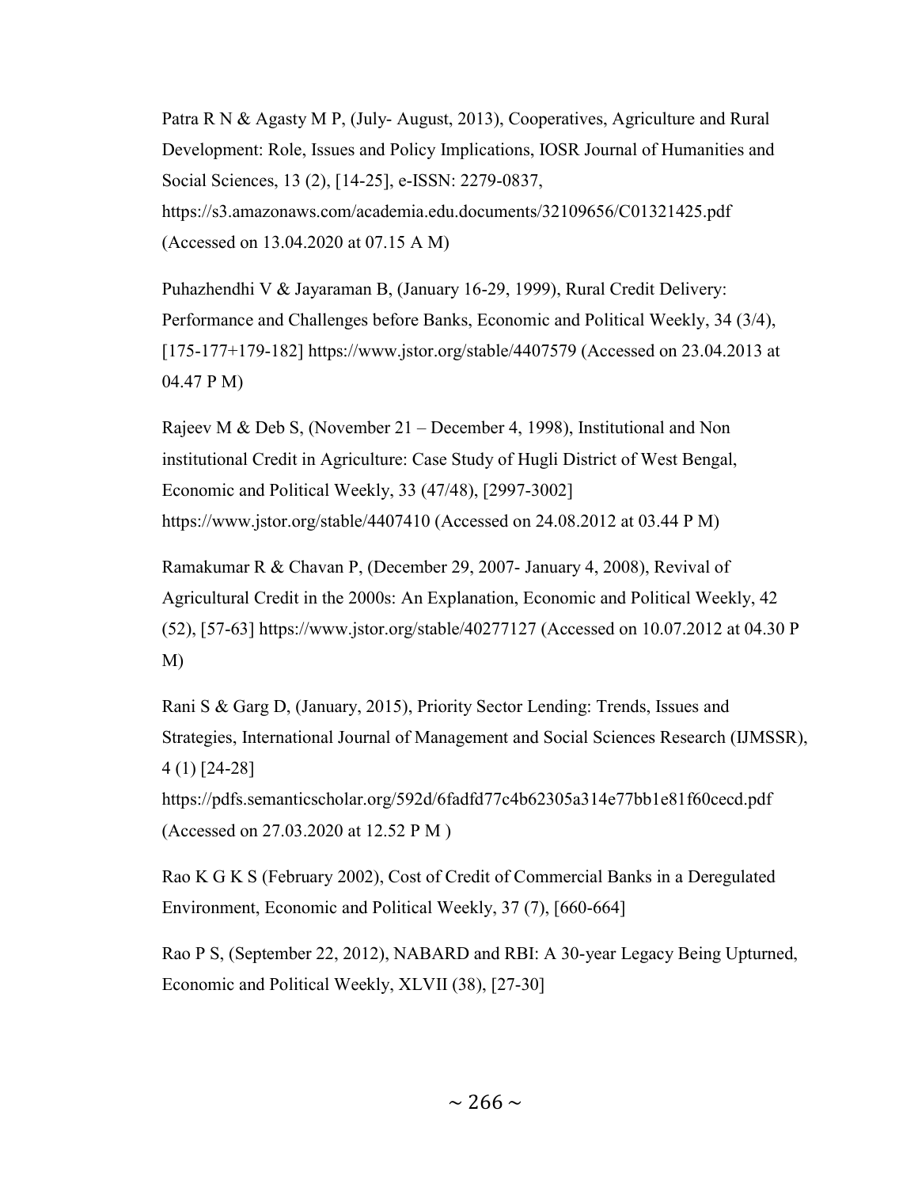Patra R N & Agasty M P, (July- August, 2013), Cooperatives, Agriculture and Rural Development: Role, Issues and Policy Implications, IOSR Journal of Humanities and Social Sciences, 13 (2), [14-25], e-ISSN: 2279-0837, https://s3.amazonaws.com/academia.edu.documents/32109656/C01321425.pdf (Accessed on 13.04.2020 at 07.15 A M)

Puhazhendhi V & Jayaraman B, (January 16-29, 1999), Rural Credit Delivery: Performance and Challenges before Banks, Economic and Political Weekly, 34 (3/4), [175-177+179-182] https://www.jstor.org/stable/4407579 (Accessed on 23.04.2013 at 04.47 P M)

Rajeev M & Deb S, (November 21 – December 4, 1998), Institutional and Non institutional Credit in Agriculture: Case Study of Hugli District of West Bengal, Economic and Political Weekly, 33 (47/48), [2997-3002] https://www.jstor.org/stable/4407410 (Accessed on 24.08.2012 at 03.44 P M)

Ramakumar R & Chavan P, (December 29, 2007- January 4, 2008), Revival of Agricultural Credit in the 2000s: An Explanation, Economic and Political Weekly, 42 (52), [57-63] https://www.jstor.org/stable/40277127 (Accessed on 10.07.2012 at 04.30 P M)

Rani S & Garg D, (January, 2015), Priority Sector Lending: Trends, Issues and Strategies, International Journal of Management and Social Sciences Research (IJMSSR), 4 (1) [24-28] https://pdfs.semanticscholar.org/592d/6fadfd77c4b62305a314e77bb1e81f60cecd.pdf (Accessed on 27.03.2020 at 12.52 P M )

Rao K G K S (February 2002), Cost of Credit of Commercial Banks in a Deregulated Environment, Economic and Political Weekly, 37 (7), [660-664]

Rao P S, (September 22, 2012), NABARD and RBI: A 30-year Legacy Being Upturned, Economic and Political Weekly, XLVII (38), [27-30]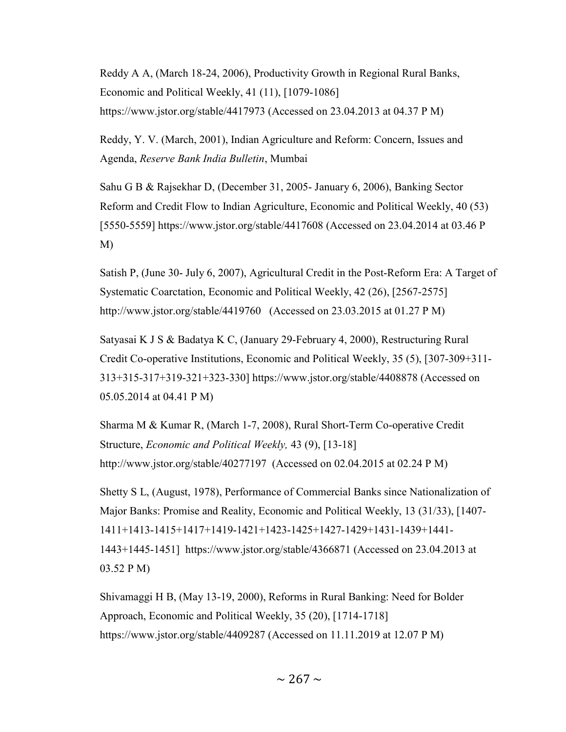Reddy A A, (March 18-24, 2006), Productivity Growth in Regional Rural Banks, Economic and Political Weekly, 41 (11), [1079-1086] https://www.jstor.org/stable/4417973 (Accessed on 23.04.2013 at 04.37 P M)

Reddy, Y. V. (March, 2001), Indian Agriculture and Reform: Concern, Issues and Agenda, *Reserve Bank India Bulletin*, Mumbai

Sahu G B & Rajsekhar D, (December 31, 2005- January 6, 2006), Banking Sector Reform and Credit Flow to Indian Agriculture, Economic and Political Weekly, 40 (53) [5550-5559] https://www.jstor.org/stable/4417608 (Accessed on 23.04.2014 at 03.46 P M)

Satish P, (June 30- July 6, 2007), Agricultural Credit in the Post-Reform Era: A Target of Systematic Coarctation, Economic and Political Weekly, 42 (26), [2567-2575] http://www.jstor.org/stable/4419760 (Accessed on 23.03.2015 at 01.27 P M)

Satyasai K J S & Badatya K C, (January 29-February 4, 2000), Restructuring Rural Credit Co-operative Institutions, Economic and Political Weekly, 35 (5), [307-309+311-313+315-317+319-321+323-330] https://www.jstor.org/stable/4408878 (Accessed on 05.05.2014 at 04.41 P M)

Sharma M & Kumar R, (March 1-7, 2008), Rural Short-Term Co-operative Credit Structure, *Economic and Political Weekly,* 43 (9), [13-18] http://www.jstor.org/stable/40277197 (Accessed on 02.04.2015 at 02.24 P M)

Shetty S L, (August, 1978), Performance of Commercial Banks since Nationalization of Major Banks: Promise and Reality, Economic and Political Weekly, 13 (31/33), [1407-1411+1413-1415+1417+1419-1421+1423-1425+1427-1429+1431-1439+1441-1443+1445-1451] https://www.jstor.org/stable/4366871 (Accessed on 23.04.2013 at 03.52 P M)

Shivamaggi H B, (May 13-19, 2000), Reforms in Rural Banking: Need for Bolder Approach, Economic and Political Weekly, 35 (20), [1714-1718] https://www.jstor.org/stable/4409287 (Accessed on 11.11.2019 at 12.07 P M)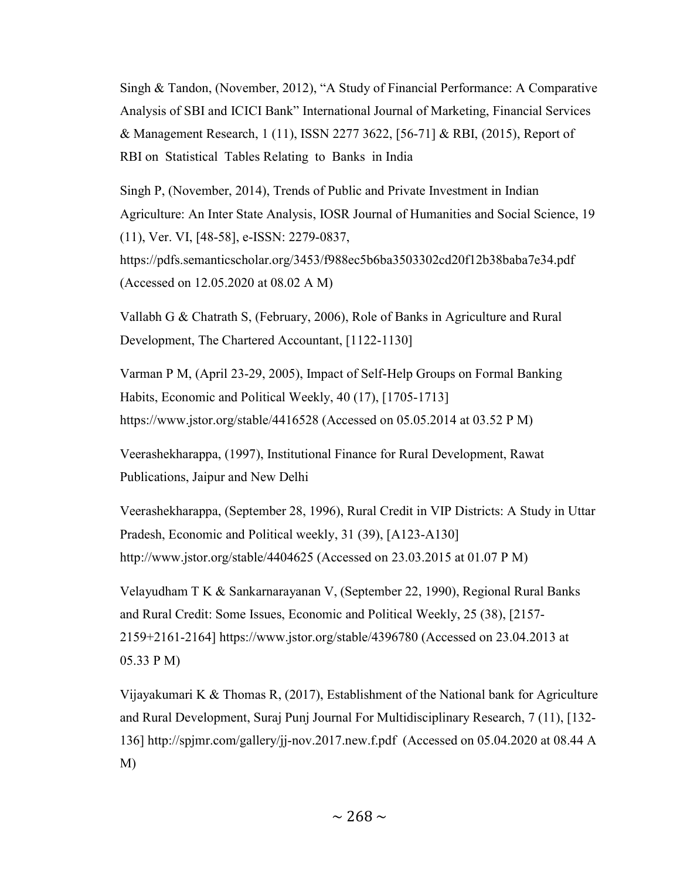Singh & Tandon, (November, 2012), "A Study of Financial Performance: A Comparative Analysis of SBI and ICICI Bank" International Journal of Marketing, Financial Services & Management Research, 1 (11), ISSN 2277 3622, [56-71] & RBI, (2015), Report of RBI on Statistical Tables Relating to Banks in India

Singh P, (November, 2014), Trends of Public and Private Investment in Indian Agriculture: An Inter State Analysis, IOSR Journal of Humanities and Social Science, 19 (11), Ver. VI, [48-58], e-ISSN: 2279-0837, https://pdfs.semanticscholar.org/3453/f988ec5b6ba3503302cd20f12b38baba7e34.pdf (Accessed on 12.05.2020 at 08.02 A M)

Vallabh G & Chatrath S, (February, 2006), Role of Banks in Agriculture and Rural Development, The Chartered Accountant, [1122-1130]

Varman P M, (April 23-29, 2005), Impact of Self-Help Groups on Formal Banking Habits, Economic and Political Weekly, 40 (17), [1705-1713] https://www.jstor.org/stable/4416528 (Accessed on 05.05.2014 at 03.52 P M)

Veerashekharappa, (1997), Institutional Finance for Rural Development, Rawat Publications, Jaipur and New Delhi

Veerashekharappa, (September 28, 1996), Rural Credit in VIP Districts: A Study in Uttar Pradesh, Economic and Political weekly, 31 (39), [A123-A130] http://www.jstor.org/stable/4404625 (Accessed on 23.03.2015 at 01.07 P M)

Velayudham T K & Sankarnarayanan V, (September 22, 1990), Regional Rural Banks and Rural Credit: Some Issues, Economic and Political Weekly, 25 (38), [2157-2159+2161-2164] https://www.jstor.org/stable/4396780 (Accessed on 23.04.2013 at 05.33 P M)

Vijayakumari K & Thomas R, (2017), Establishment of the National bank for Agriculture and Rural Development, Suraj Punj Journal For Multidisciplinary Research, 7 (11), [132-136] http://spjmr.com/gallery/jj-nov.2017.new.f.pdf (Accessed on 05.04.2020 at 08.44 A M)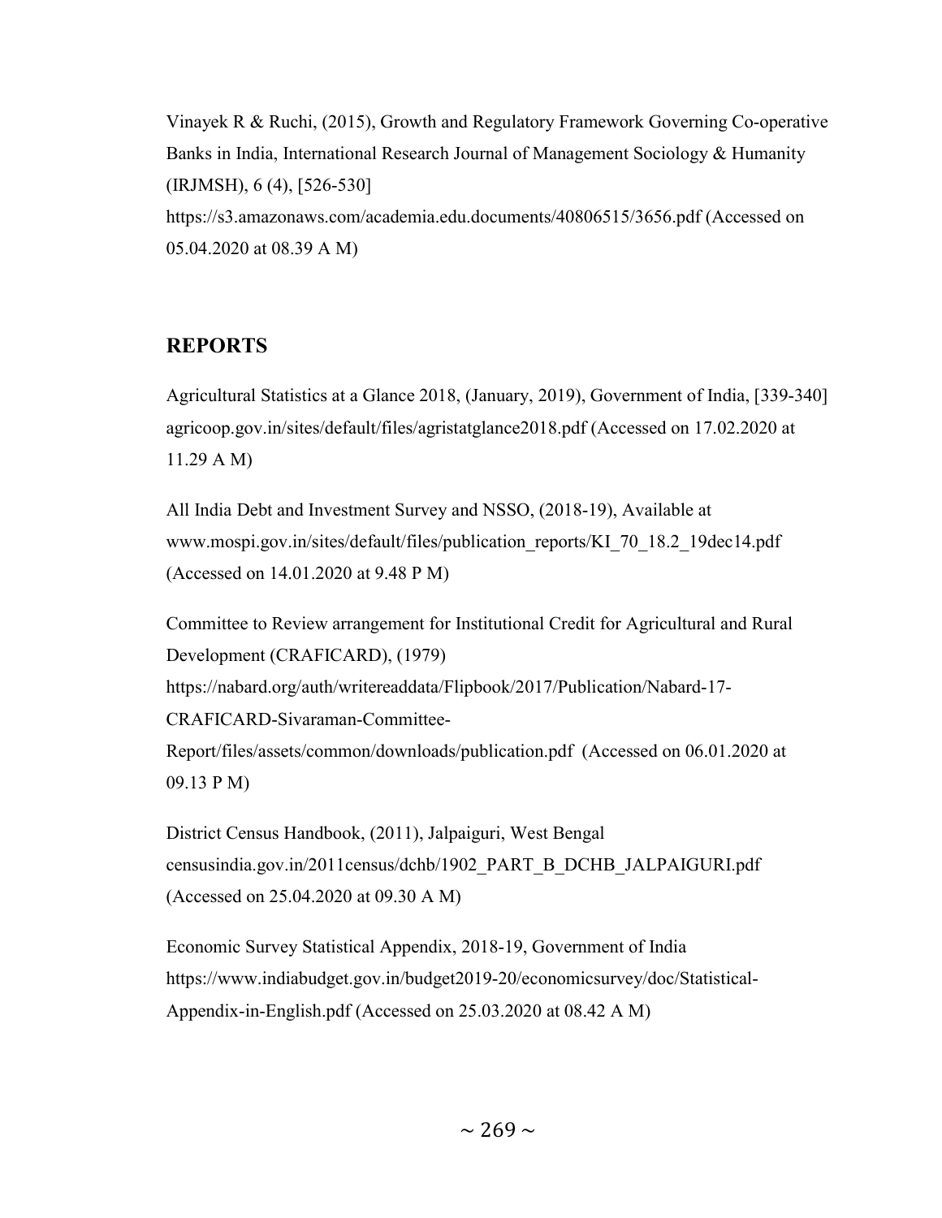Vinayek R & Ruchi, (2015), Growth and Regulatory Framework Governing Co-operative Banks in India, International Research Journal of Management Sociology & Humanity (IRJMSH), 6 (4), [526-530]
https://s3.amazonaws.com/academia.edu.documents/40806515/3656.pdf (Accessed on 05.04.2020 at 08.39 A M)

## REPORTS

Agricultural Statistics at a Glance 2018, (January, 2019), Government of India, [339-340] agricoop.gov.in/sites/default/files/agristatglance2018.pdf (Accessed on 17.02.2020 at 11.29 A M)

All India Debt and Investment Survey and NSSO, (2018-19), Available at www.mospi.gov.in/sites/default/files/publication_reports/KI_70_18.2_19dec14.pdf (Accessed on 14.01.2020 at 9.48 P M)

Committee to Review arrangement for Institutional Credit for Agricultural and Rural Development (CRAFICARD), (1979)
https://nabard.org/auth/writereaddata/Flipbook/2017/Publication/Nabard-17-CRAFICARD-Sivaraman-Committee-Report/files/assets/common/downloads/publication.pdf (Accessed on 06.01.2020 at 09.13 P M)

District Census Handbook, (2011), Jalpaiguri, West Bengal
censusindia.gov.in/2011census/dchb/1902_PART_B_DCHB_JALPAIGURI.pdf (Accessed on 25.04.2020 at 09.30 A M)

Economic Survey Statistical Appendix, 2018-19, Government of India
https://www.indiabudget.gov.in/budget2019-20/economicsurvey/doc/Statistical-Appendix-in-English.pdf (Accessed on 25.03.2020 at 08.42 A M)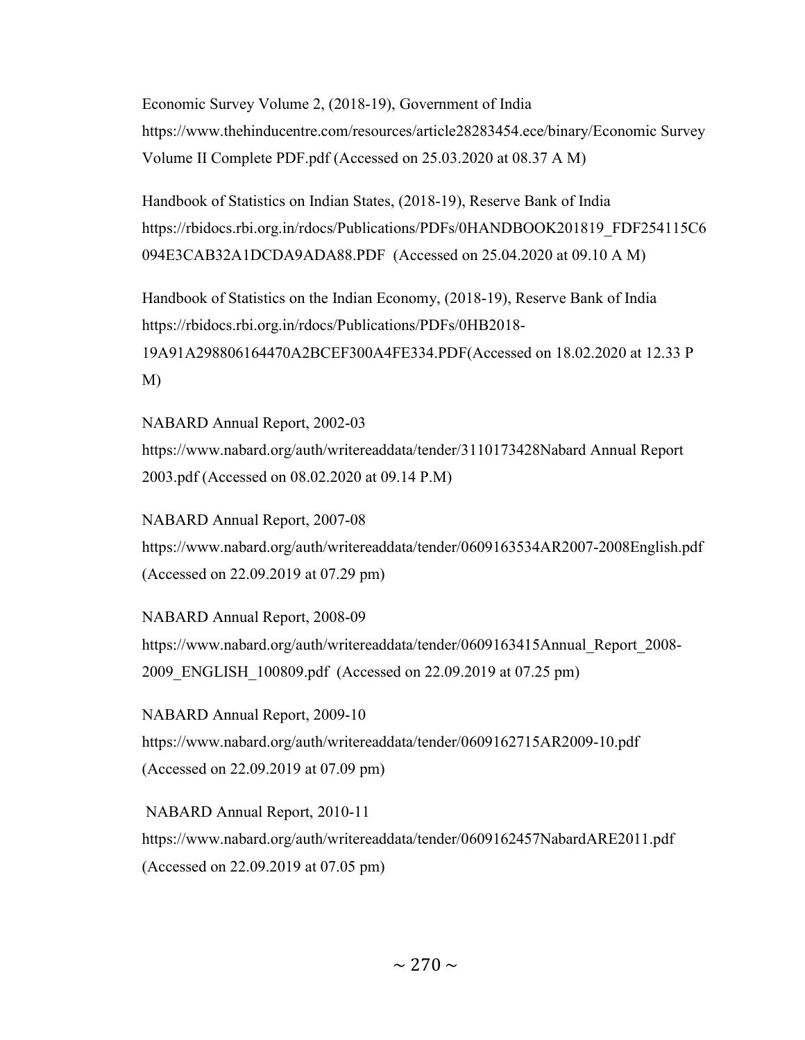Economic Survey Volume 2, (2018-19), Government of India
https://www.thehinducentre.com/resources/article28283454.ece/binary/Economic Survey Volume II Complete PDF.pdf (Accessed on 25.03.2020 at 08.37 A M)

Handbook of Statistics on Indian States, (2018-19), Reserve Bank of India
https://rbidocs.rbi.org.in/rdocs/Publications/PDFs/0HANDBOOK201819_FDF254115C6094E3CAB32A1DCDA9ADA88.PDF (Accessed on 25.04.2020 at 09.10 A M)

Handbook of Statistics on the Indian Economy, (2018-19), Reserve Bank of India
https://rbidocs.rbi.org.in/rdocs/Publications/PDFs/0HB2018-19A91A298806164470A2BCEF300A4FE334.PDF(Accessed on 18.02.2020 at 12.33 P M)

NABARD Annual Report, 2002-03
https://www.nabard.org/auth/writereaddata/tender/3110173428Nabard Annual Report 2003.pdf (Accessed on 08.02.2020 at 09.14 P.M)

NABARD Annual Report, 2007-08
https://www.nabard.org/auth/writereaddata/tender/0609163534AR2007-2008English.pdf (Accessed on 22.09.2019 at 07.29 pm)

NABARD Annual Report, 2008-09
https://www.nabard.org/auth/writereaddata/tender/0609163415Annual_Report_2008-2009_ENGLISH_100809.pdf (Accessed on 22.09.2019 at 07.25 pm)

NABARD Annual Report, 2009-10
https://www.nabard.org/auth/writereaddata/tender/0609162715AR2009-10.pdf (Accessed on 22.09.2019 at 07.09 pm)

NABARD Annual Report, 2010-11
https://www.nabard.org/auth/writereaddata/tender/0609162457NabardARE2011.pdf (Accessed on 22.09.2019 at 07.05 pm)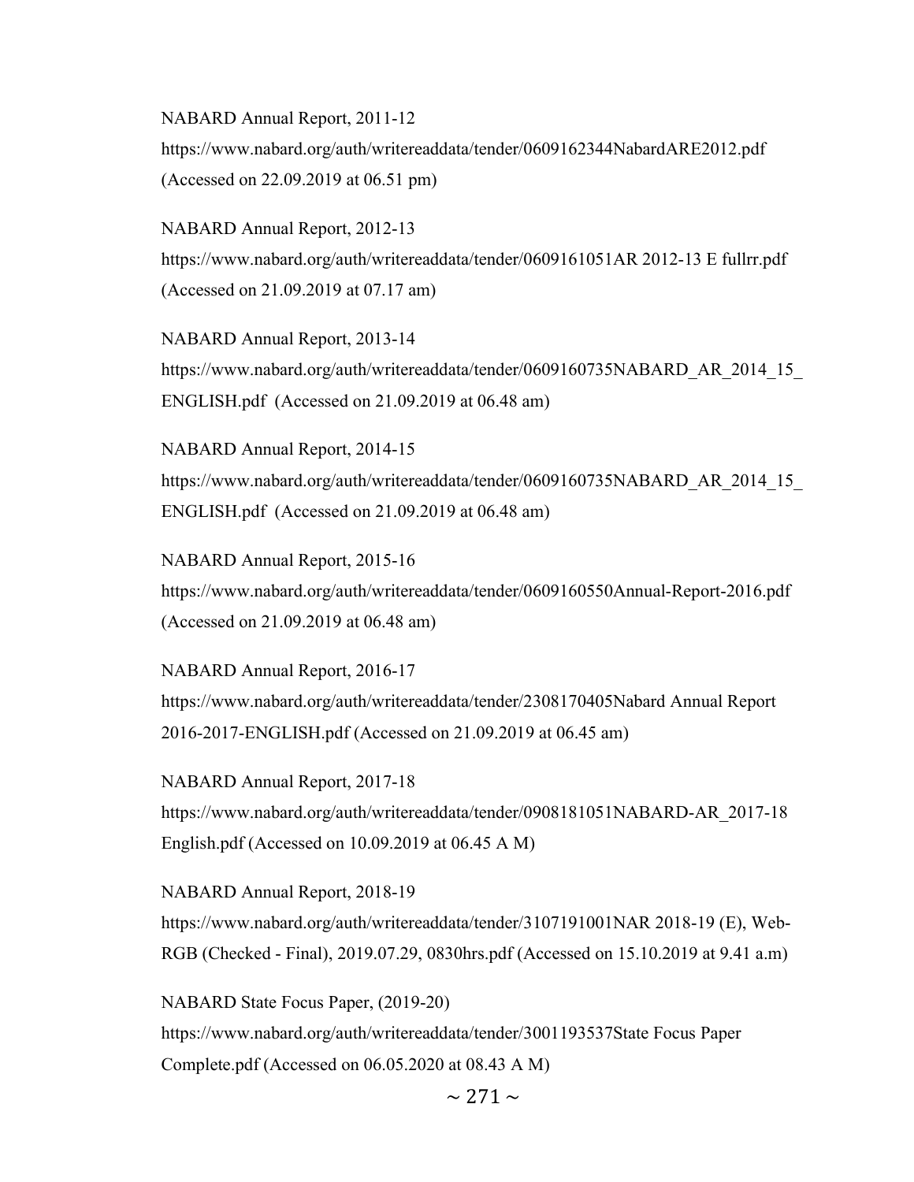NABARD Annual Report, 2011-12
https://www.nabard.org/auth/writereaddata/tender/0609162344NabardARE2012.pdf (Accessed on 22.09.2019 at 06.51 pm)

NABARD Annual Report, 2012-13
https://www.nabard.org/auth/writereaddata/tender/0609161051AR 2012-13 E fullrr.pdf (Accessed on 21.09.2019 at 07.17 am)

NABARD Annual Report, 2013-14
https://www.nabard.org/auth/writereaddata/tender/0609160735NABARD_AR_2014_15_ENGLISH.pdf (Accessed on 21.09.2019 at 06.48 am)

NABARD Annual Report, 2014-15
https://www.nabard.org/auth/writereaddata/tender/0609160735NABARD_AR_2014_15_ENGLISH.pdf (Accessed on 21.09.2019 at 06.48 am)

NABARD Annual Report, 2015-16
https://www.nabard.org/auth/writereaddata/tender/0609160550Annual-Report-2016.pdf (Accessed on 21.09.2019 at 06.48 am)

NABARD Annual Report, 2016-17
https://www.nabard.org/auth/writereaddata/tender/2308170405Nabard Annual Report 2016-2017-ENGLISH.pdf (Accessed on 21.09.2019 at 06.45 am)

NABARD Annual Report, 2017-18
https://www.nabard.org/auth/writereaddata/tender/0908181051NABARD-AR_2017-18 English.pdf (Accessed on 10.09.2019 at 06.45 A M)

NABARD Annual Report, 2018-19
https://www.nabard.org/auth/writereaddata/tender/3107191001NAR 2018-19 (E), Web-RGB (Checked - Final), 2019.07.29, 0830hrs.pdf (Accessed on 15.10.2019 at 9.41 a.m)

NABARD State Focus Paper, (2019-20)
https://www.nabard.org/auth/writereaddata/tender/3001193537State Focus Paper Complete.pdf (Accessed on 06.05.2020 at 08.43 A M)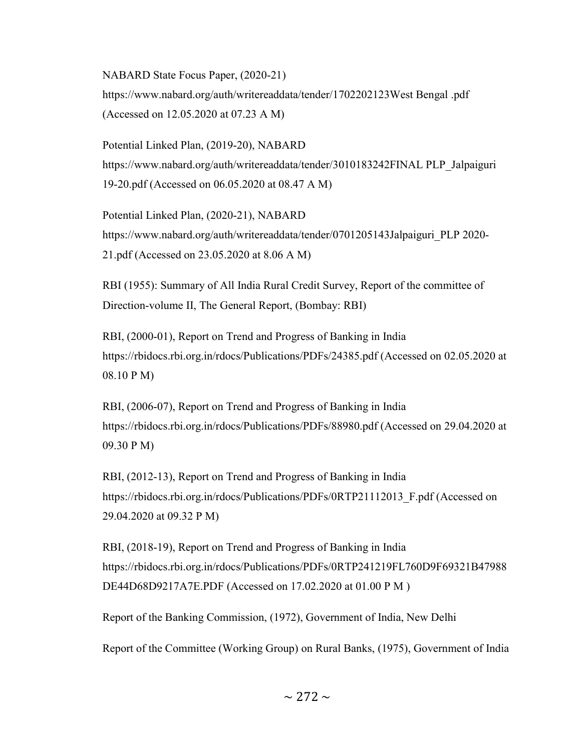NABARD State Focus Paper, (2020-21)
https://www.nabard.org/auth/writereaddata/tender/1702202123West Bengal .pdf (Accessed on 12.05.2020 at 07.23 A M)

Potential Linked Plan, (2019-20), NABARD
https://www.nabard.org/auth/writereaddata/tender/3010183242FINAL PLP_Jalpaiguri 19-20.pdf (Accessed on 06.05.2020 at 08.47 A M)

Potential Linked Plan, (2020-21), NABARD
https://www.nabard.org/auth/writereaddata/tender/0701205143Jalpaiguri_PLP 2020-21.pdf (Accessed on 23.05.2020 at 8.06 A M)

RBI (1955): Summary of All India Rural Credit Survey, Report of the committee of Direction-volume II, The General Report, (Bombay: RBI)

RBI, (2000-01), Report on Trend and Progress of Banking in India
https://rbidocs.rbi.org.in/rdocs/Publications/PDFs/24385.pdf (Accessed on 02.05.2020 at 08.10 P M)

RBI, (2006-07), Report on Trend and Progress of Banking in India
https://rbidocs.rbi.org.in/rdocs/Publications/PDFs/88980.pdf (Accessed on 29.04.2020 at 09.30 P M)

RBI, (2012-13), Report on Trend and Progress of Banking in India
https://rbidocs.rbi.org.in/rdocs/Publications/PDFs/0RTP21112013_F.pdf (Accessed on 29.04.2020 at 09.32 P M)

RBI, (2018-19), Report on Trend and Progress of Banking in India
https://rbidocs.rbi.org.in/rdocs/Publications/PDFs/0RTP241219FL760D9F69321B47988DE44D68D9217A7E.PDF (Accessed on 17.02.2020 at 01.00 P M )

Report of the Banking Commission, (1972), Government of India, New Delhi

Report of the Committee (Working Group) on Rural Banks, (1975), Government of India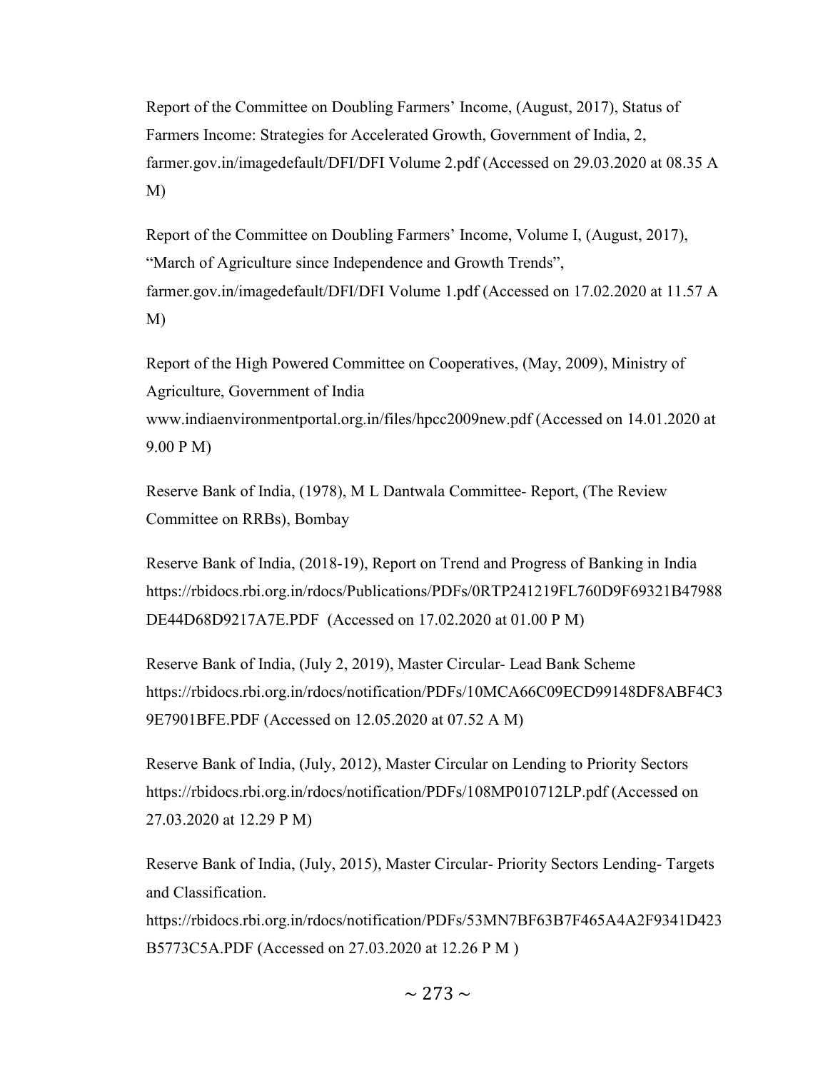Report of the Committee on Doubling Farmers' Income, (August, 2017), Status of Farmers Income: Strategies for Accelerated Growth, Government of India, 2, farmer.gov.in/imagedefault/DFI/DFI Volume 2.pdf (Accessed on 29.03.2020 at 08.35 A M)

Report of the Committee on Doubling Farmers' Income, Volume I, (August, 2017), "March of Agriculture since Independence and Growth Trends", farmer.gov.in/imagedefault/DFI/DFI Volume 1.pdf (Accessed on 17.02.2020 at 11.57 A M)

Report of the High Powered Committee on Cooperatives, (May, 2009), Ministry of Agriculture, Government of India www.indiaenvironmentportal.org.in/files/hpcc2009new.pdf (Accessed on 14.01.2020 at 9.00 P M)

Reserve Bank of India, (1978), M L Dantwala Committee- Report, (The Review Committee on RRBs), Bombay

Reserve Bank of India, (2018-19), Report on Trend and Progress of Banking in India https://rbidocs.rbi.org.in/rdocs/Publications/PDFs/0RTP241219FL760D9F69321B47988DE44D68D9217A7E.PDF (Accessed on 17.02.2020 at 01.00 P M)

Reserve Bank of India, (July 2, 2019), Master Circular- Lead Bank Scheme https://rbidocs.rbi.org.in/rdocs/notification/PDFs/10MCA66C09ECD99148DF8ABF4C39E7901BFE.PDF (Accessed on 12.05.2020 at 07.52 A M)

Reserve Bank of India, (July, 2012), Master Circular on Lending to Priority Sectors https://rbidocs.rbi.org.in/rdocs/notification/PDFs/108MP010712LP.pdf (Accessed on 27.03.2020 at 12.29 P M)

Reserve Bank of India, (July, 2015), Master Circular- Priority Sectors Lending- Targets and Classification. https://rbidocs.rbi.org.in/rdocs/notification/PDFs/53MN7BF63B7F465A4A2F9341D423B5773C5A.PDF (Accessed on 27.03.2020 at 12.26 P M )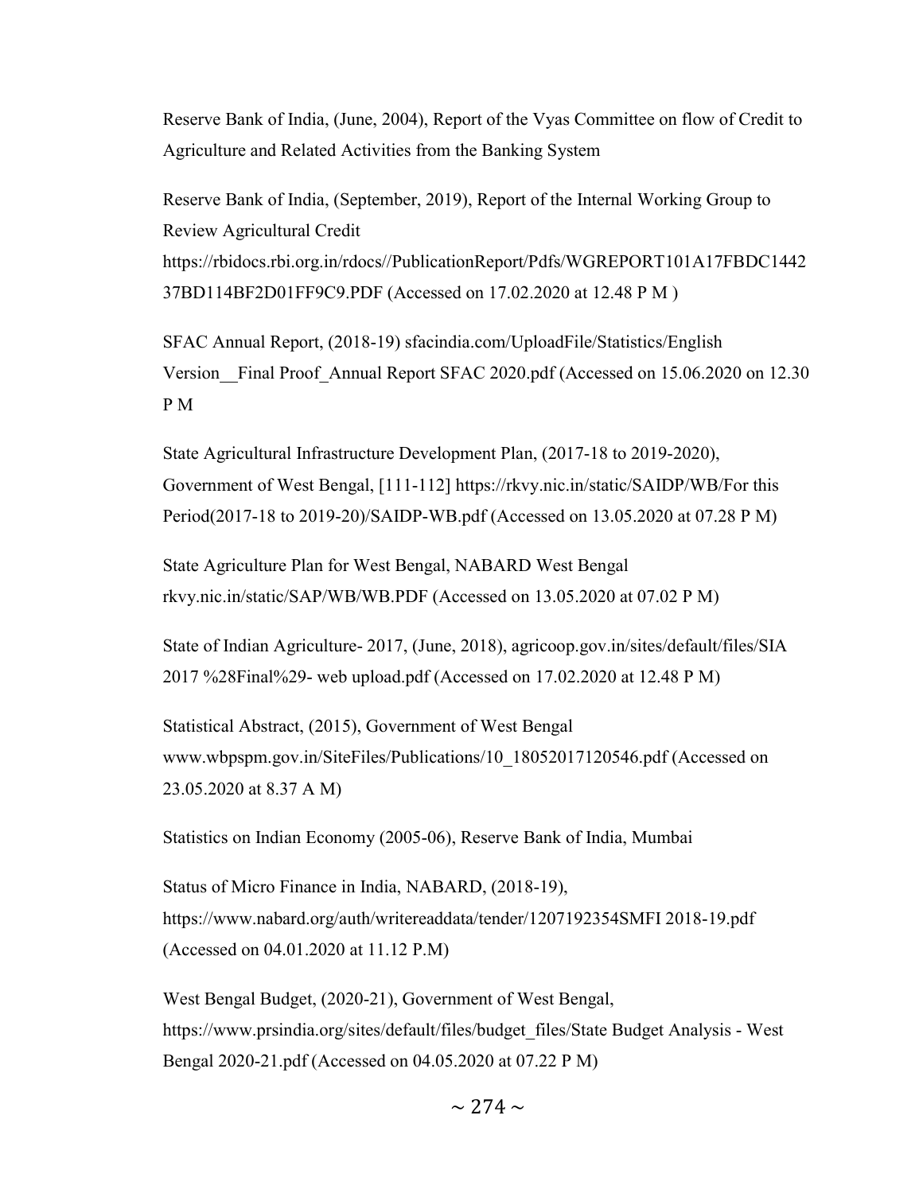Reserve Bank of India, (June, 2004), Report of the Vyas Committee on flow of Credit to Agriculture and Related Activities from the Banking System

Reserve Bank of India, (September, 2019), Report of the Internal Working Group to Review Agricultural Credit https://rbidocs.rbi.org.in/rdocs//PublicationReport/Pdfs/WGREPORT101A17FBDC144237BD114BF2D01FF9C9.PDF (Accessed on 17.02.2020 at 12.48 P M )

SFAC Annual Report, (2018-19) sfacindia.com/UploadFile/Statistics/English Version__Final Proof_Annual Report SFAC 2020.pdf (Accessed on 15.06.2020 on 12.30 P M

State Agricultural Infrastructure Development Plan, (2017-18 to 2019-2020), Government of West Bengal, [111-112] https://rkvy.nic.in/static/SAIDP/WB/For this Period(2017-18 to 2019-20)/SAIDP-WB.pdf (Accessed on 13.05.2020 at 07.28 P M)

State Agriculture Plan for West Bengal, NABARD West Bengal rkvy.nic.in/static/SAP/WB/WB.PDF (Accessed on 13.05.2020 at 07.02 P M)

State of Indian Agriculture- 2017, (June, 2018), agricoop.gov.in/sites/default/files/SIA 2017 %28Final%29- web upload.pdf (Accessed on 17.02.2020 at 12.48 P M)

Statistical Abstract, (2015), Government of West Bengal www.wbpspm.gov.in/SiteFiles/Publications/10_18052017120546.pdf (Accessed on 23.05.2020 at 8.37 A M)

Statistics on Indian Economy (2005-06), Reserve Bank of India, Mumbai

Status of Micro Finance in India, NABARD, (2018-19), https://www.nabard.org/auth/writereaddata/tender/1207192354SMFI 2018-19.pdf (Accessed on 04.01.2020 at 11.12 P.M)

West Bengal Budget, (2020-21), Government of West Bengal, https://www.prsindia.org/sites/default/files/budget_files/State Budget Analysis - West Bengal 2020-21.pdf (Accessed on 04.05.2020 at 07.22 P M)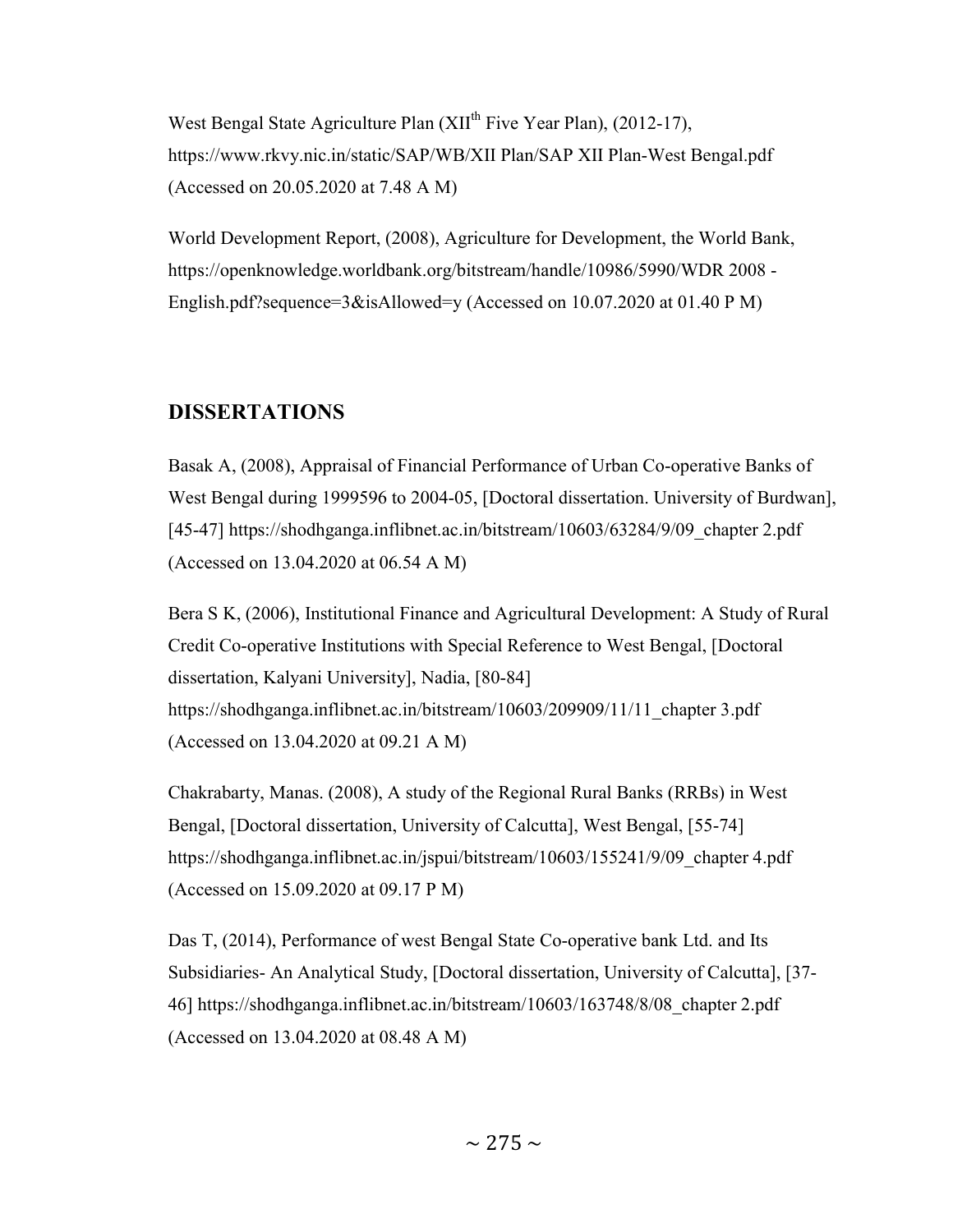West Bengal State Agriculture Plan (XII$^{th}$ Five Year Plan), (2012-17), https://www.rkvy.nic.in/static/SAP/WB/XII Plan/SAP XII Plan-West Bengal.pdf (Accessed on 20.05.2020 at 7.48 A M)

World Development Report, (2008), Agriculture for Development, the World Bank, https://openknowledge.worldbank.org/bitstream/handle/10986/5990/WDR 2008 - English.pdf?sequence=3&isAllowed=y (Accessed on 10.07.2020 at 01.40 P M)

## DISSERTATIONS

Basak A, (2008), Appraisal of Financial Performance of Urban Co-operative Banks of West Bengal during 1999596 to 2004-05, [Doctoral dissertation. University of Burdwan], [45-47] https://shodhganga.inflibnet.ac.in/bitstream/10603/63284/9/09_chapter 2.pdf (Accessed on 13.04.2020 at 06.54 A M)

Bera S K, (2006), Institutional Finance and Agricultural Development: A Study of Rural Credit Co-operative Institutions with Special Reference to West Bengal, [Doctoral dissertation, Kalyani University], Nadia, [80-84] https://shodhganga.inflibnet.ac.in/bitstream/10603/209909/11/11_chapter 3.pdf (Accessed on 13.04.2020 at 09.21 A M)

Chakrabarty, Manas. (2008), A study of the Regional Rural Banks (RRBs) in West Bengal, [Doctoral dissertation, University of Calcutta], West Bengal, [55-74] https://shodhganga.inflibnet.ac.in/jspui/bitstream/10603/155241/9/09_chapter 4.pdf (Accessed on 15.09.2020 at 09.17 P M)

Das T, (2014), Performance of west Bengal State Co-operative bank Ltd. and Its Subsidiaries- An Analytical Study, [Doctoral dissertation, University of Calcutta], [37-46] https://shodhganga.inflibnet.ac.in/bitstream/10603/163748/8/08_chapter 2.pdf (Accessed on 13.04.2020 at 08.48 A M)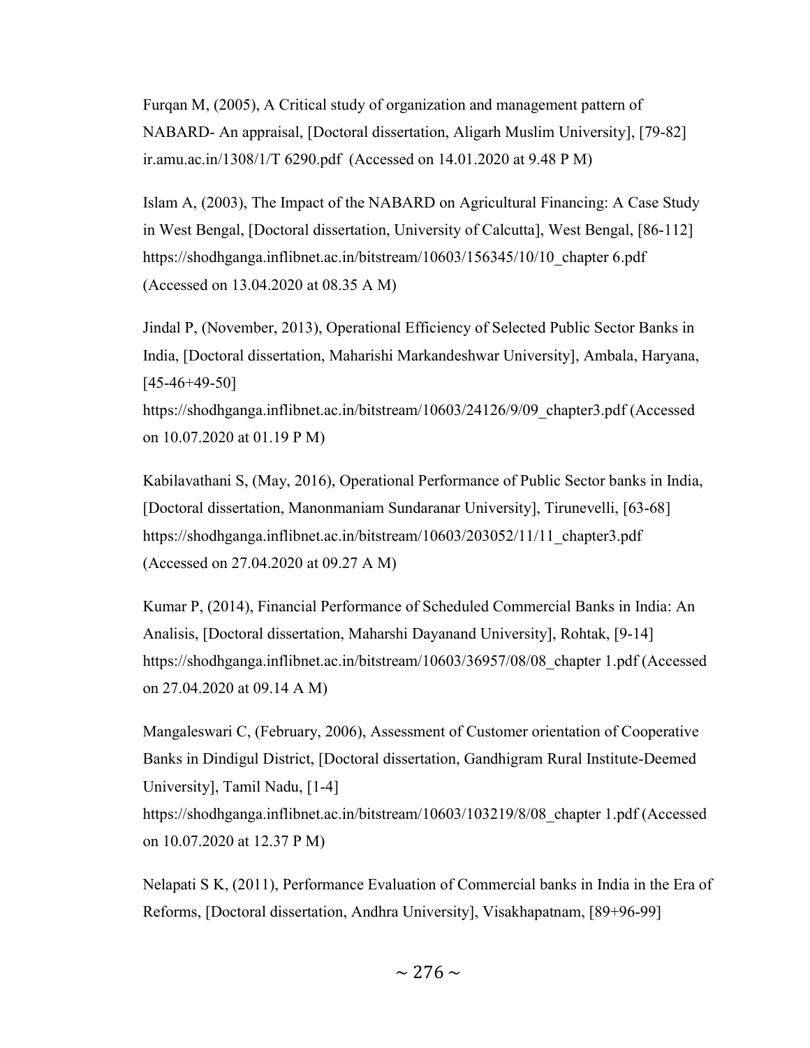Furqan M, (2005), A Critical study of organization and management pattern of NABARD- An appraisal, [Doctoral dissertation, Aligarh Muslim University], [79-82] ir.amu.ac.in/1308/1/T 6290.pdf (Accessed on 14.01.2020 at 9.48 P M)

Islam A, (2003), The Impact of the NABARD on Agricultural Financing: A Case Study in West Bengal, [Doctoral dissertation, University of Calcutta], West Bengal, [86-112] https://shodhganga.inflibnet.ac.in/bitstream/10603/156345/10/10_chapter 6.pdf (Accessed on 13.04.2020 at 08.35 A M)

Jindal P, (November, 2013), Operational Efficiency of Selected Public Sector Banks in India, [Doctoral dissertation, Maharishi Markandeshwar University], Ambala, Haryana, [45-46+49-50]
https://shodhganga.inflibnet.ac.in/bitstream/10603/24126/9/09_chapter3.pdf (Accessed on 10.07.2020 at 01.19 P M)

Kabilavathani S, (May, 2016), Operational Performance of Public Sector banks in India, [Doctoral dissertation, Manonmaniam Sundaranar University], Tirunevelli, [63-68] https://shodhganga.inflibnet.ac.in/bitstream/10603/203052/11/11_chapter3.pdf (Accessed on 27.04.2020 at 09.27 A M)

Kumar P, (2014), Financial Performance of Scheduled Commercial Banks in India: An Analisis, [Doctoral dissertation, Maharshi Dayanand University], Rohtak, [9-14] https://shodhganga.inflibnet.ac.in/bitstream/10603/36957/08/08_chapter 1.pdf (Accessed on 27.04.2020 at 09.14 A M)

Mangaleswari C, (February, 2006), Assessment of Customer orientation of Cooperative Banks in Dindigul District, [Doctoral dissertation, Gandhigram Rural Institute-Deemed University], Tamil Nadu, [1-4]
https://shodhganga.inflibnet.ac.in/bitstream/10603/103219/8/08_chapter 1.pdf (Accessed on 10.07.2020 at 12.37 P M)

Nelapati S K, (2011), Performance Evaluation of Commercial banks in India in the Era of Reforms, [Doctoral dissertation, Andhra University], Visakhapatnam, [89+96-99]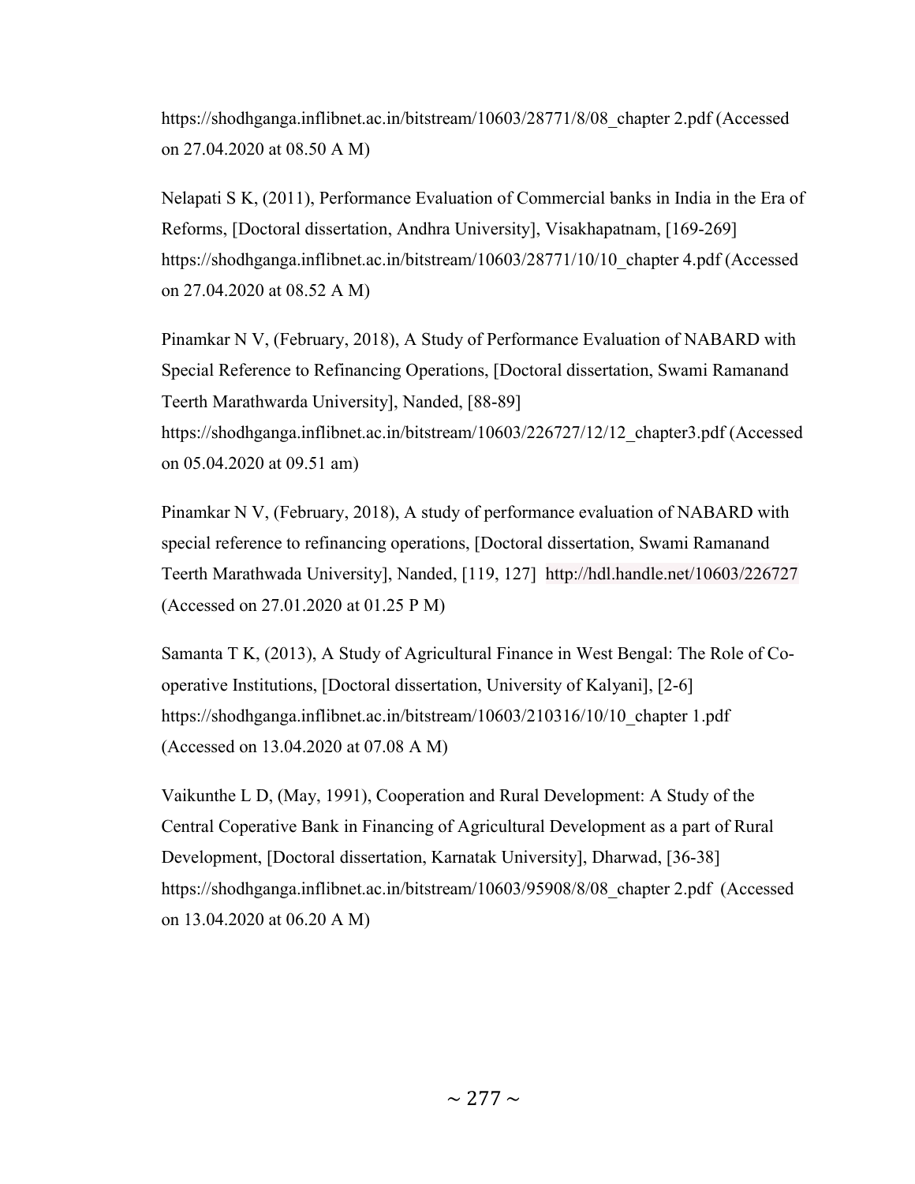https://shodhganga.inflibnet.ac.in/bitstream/10603/28771/8/08_chapter 2.pdf (Accessed on 27.04.2020 at 08.50 A M)

Nelapati S K, (2011), Performance Evaluation of Commercial banks in India in the Era of Reforms, [Doctoral dissertation, Andhra University], Visakhapatnam, [169-269] https://shodhganga.inflibnet.ac.in/bitstream/10603/28771/10/10_chapter 4.pdf (Accessed on 27.04.2020 at 08.52 A M)

Pinamkar N V, (February, 2018), A Study of Performance Evaluation of NABARD with Special Reference to Refinancing Operations, [Doctoral dissertation, Swami Ramanand Teerth Marathwarda University], Nanded, [88-89] https://shodhganga.inflibnet.ac.in/bitstream/10603/226727/12/12_chapter3.pdf (Accessed on 05.04.2020 at 09.51 am)

Pinamkar N V, (February, 2018), A study of performance evaluation of NABARD with special reference to refinancing operations, [Doctoral dissertation, Swami Ramanand Teerth Marathwada University], Nanded, [119, 127] http://hdl.handle.net/10603/226727 (Accessed on 27.01.2020 at 01.25 P M)

Samanta T K, (2013), A Study of Agricultural Finance in West Bengal: The Role of Co-operative Institutions, [Doctoral dissertation, University of Kalyani], [2-6] https://shodhganga.inflibnet.ac.in/bitstream/10603/210316/10/10_chapter 1.pdf (Accessed on 13.04.2020 at 07.08 A M)

Vaikunthe L D, (May, 1991), Cooperation and Rural Development: A Study of the Central Coperative Bank in Financing of Agricultural Development as a part of Rural Development, [Doctoral dissertation, Karnatak University], Dharwad, [36-38] https://shodhganga.inflibnet.ac.in/bitstream/10603/95908/8/08_chapter 2.pdf (Accessed on 13.04.2020 at 06.20 A M)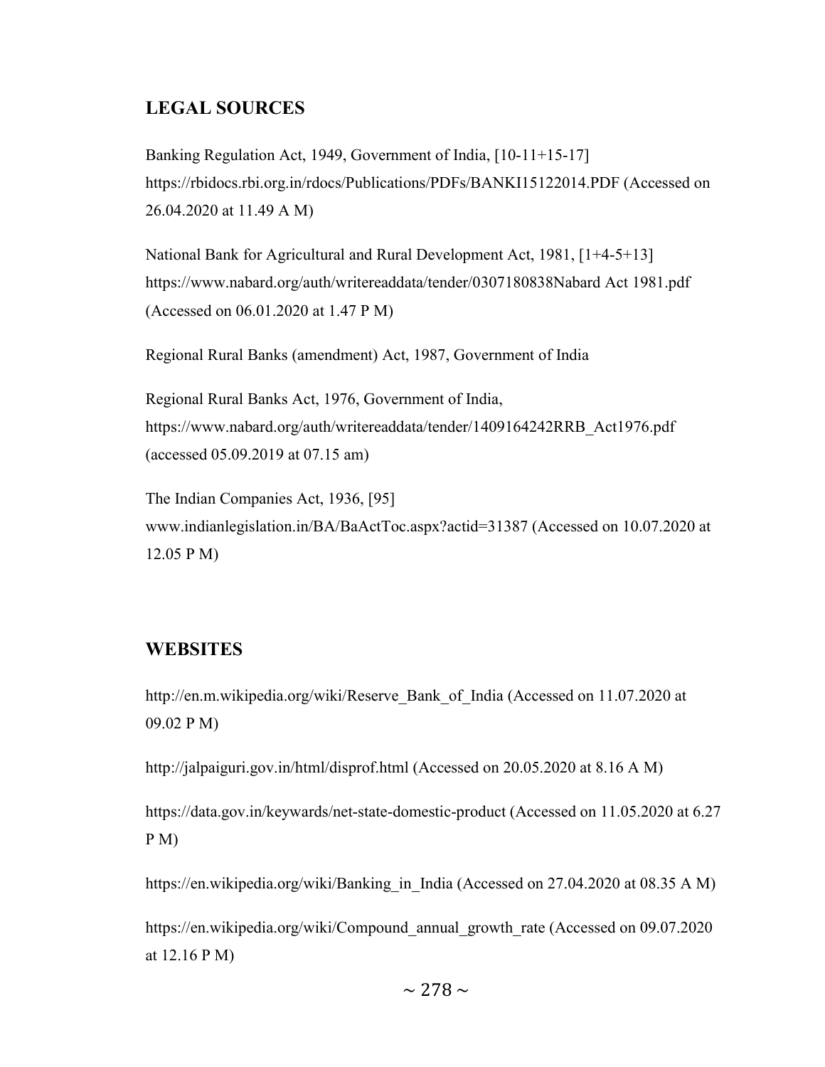## LEGAL SOURCES

Banking Regulation Act, 1949, Government of India, [10-11+15-17] https://rbidocs.rbi.org.in/rdocs/Publications/PDFs/BANKI15122014.PDF (Accessed on 26.04.2020 at 11.49 A M)

National Bank for Agricultural and Rural Development Act, 1981, [1+4-5+13] https://www.nabard.org/auth/writereaddata/tender/0307180838Nabard Act 1981.pdf (Accessed on 06.01.2020 at 1.47 P M)

Regional Rural Banks (amendment) Act, 1987, Government of India

Regional Rural Banks Act, 1976, Government of India, https://www.nabard.org/auth/writereaddata/tender/1409164242RRB_Act1976.pdf (accessed 05.09.2019 at 07.15 am)

The Indian Companies Act, 1936, [95] www.indianlegislation.in/BA/BaActToc.aspx?actid=31387 (Accessed on 10.07.2020 at 12.05 P M)

## WEBSITES

http://en.m.wikipedia.org/wiki/Reserve_Bank_of_India (Accessed on 11.07.2020 at 09.02 P M)

http://jalpaiguri.gov.in/html/disprof.html (Accessed on 20.05.2020 at 8.16 A M)

https://data.gov.in/keywards/net-state-domestic-product (Accessed on 11.05.2020 at 6.27 P M)

https://en.wikipedia.org/wiki/Banking_in_India (Accessed on 27.04.2020 at 08.35 A M)

https://en.wikipedia.org/wiki/Compound_annual_growth_rate (Accessed on 09.07.2020 at 12.16 P M)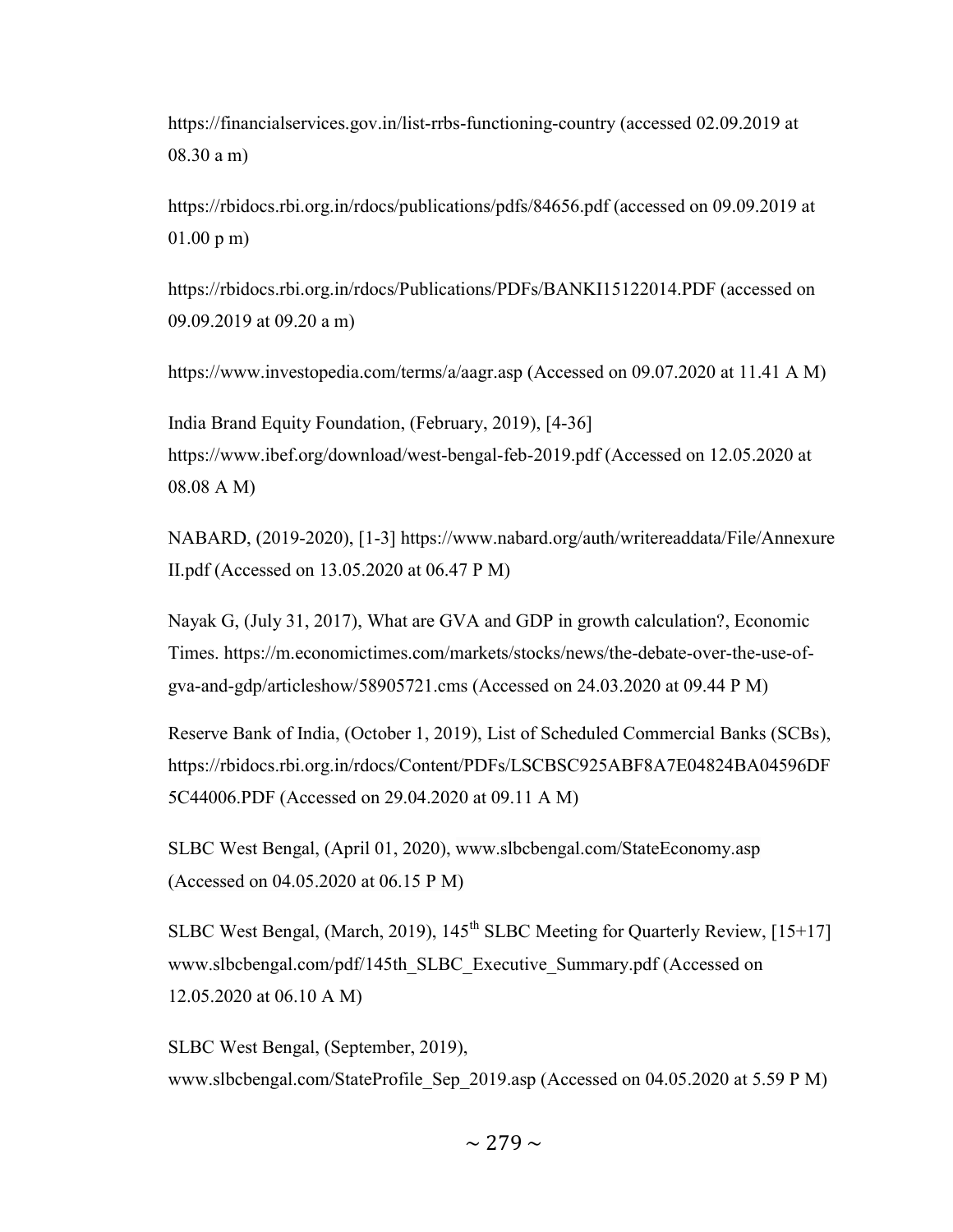https://financialservices.gov.in/list-rrbs-functioning-country (accessed 02.09.2019 at 08.30 a m)

https://rbidocs.rbi.org.in/rdocs/publications/pdfs/84656.pdf (accessed on 09.09.2019 at 01.00 p m)

https://rbidocs.rbi.org.in/rdocs/Publications/PDFs/BANKI15122014.PDF (accessed on 09.09.2019 at 09.20 a m)

https://www.investopedia.com/terms/a/aagr.asp (Accessed on 09.07.2020 at 11.41 A M)

India Brand Equity Foundation, (February, 2019), [4-36] https://www.ibef.org/download/west-bengal-feb-2019.pdf (Accessed on 12.05.2020 at 08.08 A M)

NABARD, (2019-2020), [1-3] https://www.nabard.org/auth/writereaddata/File/Annexure II.pdf (Accessed on 13.05.2020 at 06.47 P M)

Nayak G, (July 31, 2017), What are GVA and GDP in growth calculation?, Economic Times. https://m.economictimes.com/markets/stocks/news/the-debate-over-the-use-of-gva-and-gdp/articleshow/58905721.cms (Accessed on 24.03.2020 at 09.44 P M)

Reserve Bank of India, (October 1, 2019), List of Scheduled Commercial Banks (SCBs), https://rbidocs.rbi.org.in/rdocs/Content/PDFs/LSCBSC925ABF8A7E04824BA04596DF5C44006.PDF (Accessed on 29.04.2020 at 09.11 A M)

SLBC West Bengal, (April 01, 2020), www.slbcbengal.com/StateEconomy.asp (Accessed on 04.05.2020 at 06.15 P M)

SLBC West Bengal, (March, 2019), 145th SLBC Meeting for Quarterly Review, [15+17] www.slbcbengal.com/pdf/145th_SLBC_Executive_Summary.pdf (Accessed on 12.05.2020 at 06.10 A M)

SLBC West Bengal, (September, 2019), www.slbcbengal.com/StateProfile_Sep_2019.asp (Accessed on 04.05.2020 at 5.59 P M)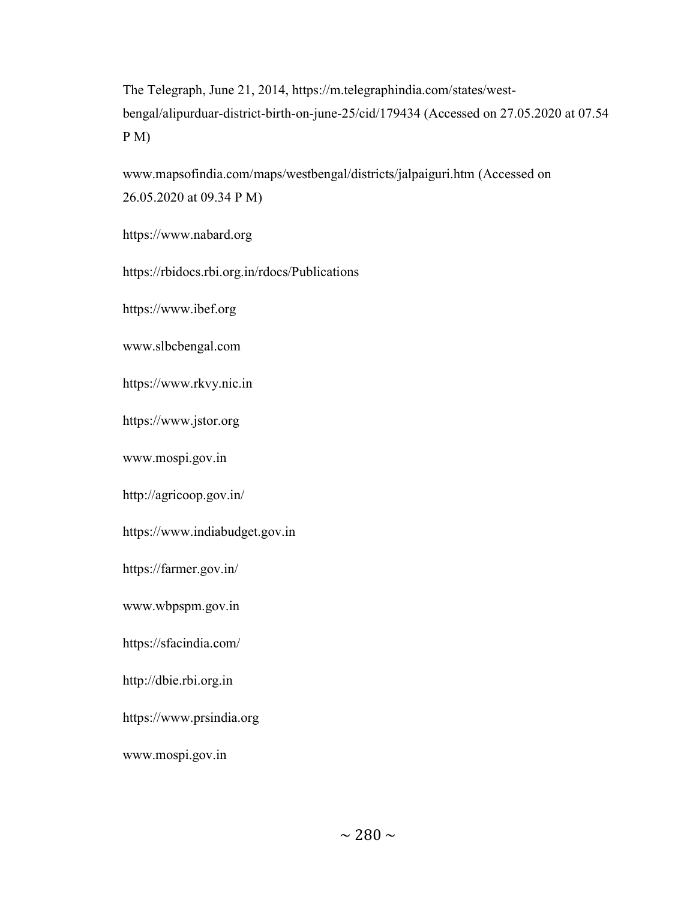The Telegraph, June 21, 2014, https://m.telegraphindia.com/states/west-bengal/alipurduar-district-birth-on-june-25/cid/179434 (Accessed on 27.05.2020 at 07.54 P M)

www.mapsofindia.com/maps/westbengal/districts/jalpaiguri.htm (Accessed on 26.05.2020 at 09.34 P M)

https://www.nabard.org

https://rbidocs.rbi.org.in/rdocs/Publications

https://www.ibef.org

www.slbcbengal.com

https://www.rkvy.nic.in

https://www.jstor.org

www.mospi.gov.in

http://agricoop.gov.in/

https://www.indiabudget.gov.in

https://farmer.gov.in/

www.wbpspm.gov.in

https://sfacindia.com/

http://dbie.rbi.org.in

https://www.prsindia.org

www.mospi.gov.in